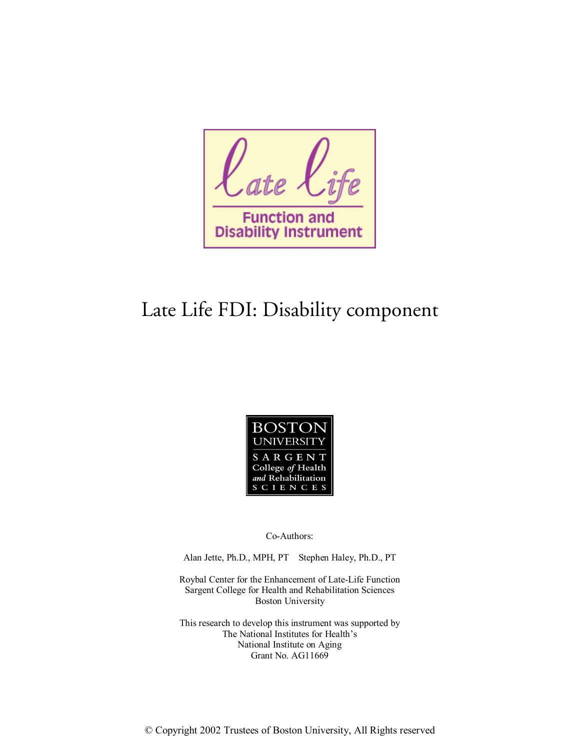Late Life

Function and Disability Instrument

# Late Life FDI: Disability component

BOSTON UNIVERSITY
SARGENT College of Health and Rehabilitation SCIENCES

Co-Authors:

Alan Jette, Ph.D., MPH, PT    Stephen Haley, Ph.D., PT

Roybal Center for the Enhancement of Late-Life Function
Sargent College for Health and Rehabilitation Sciences
Boston University

This research to develop this instrument was supported by
The National Institutes for Health's
National Institute on Aging
Grant No. AG11669

© Copyright 2002 Trustees of Boston University, All Rights reserved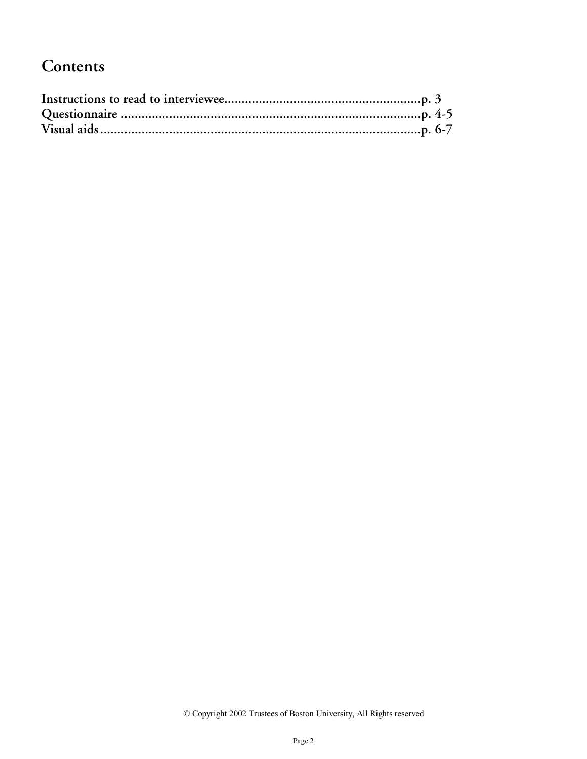# Contents

**Instructions to read to interviewee..........................................................p. 3**
**Questionnaire ........................................................................................p. 4-5**
**Visual aids...............................................................................................p. 6-7**

© Copyright 2002 Trustees of Boston University, All Rights reserved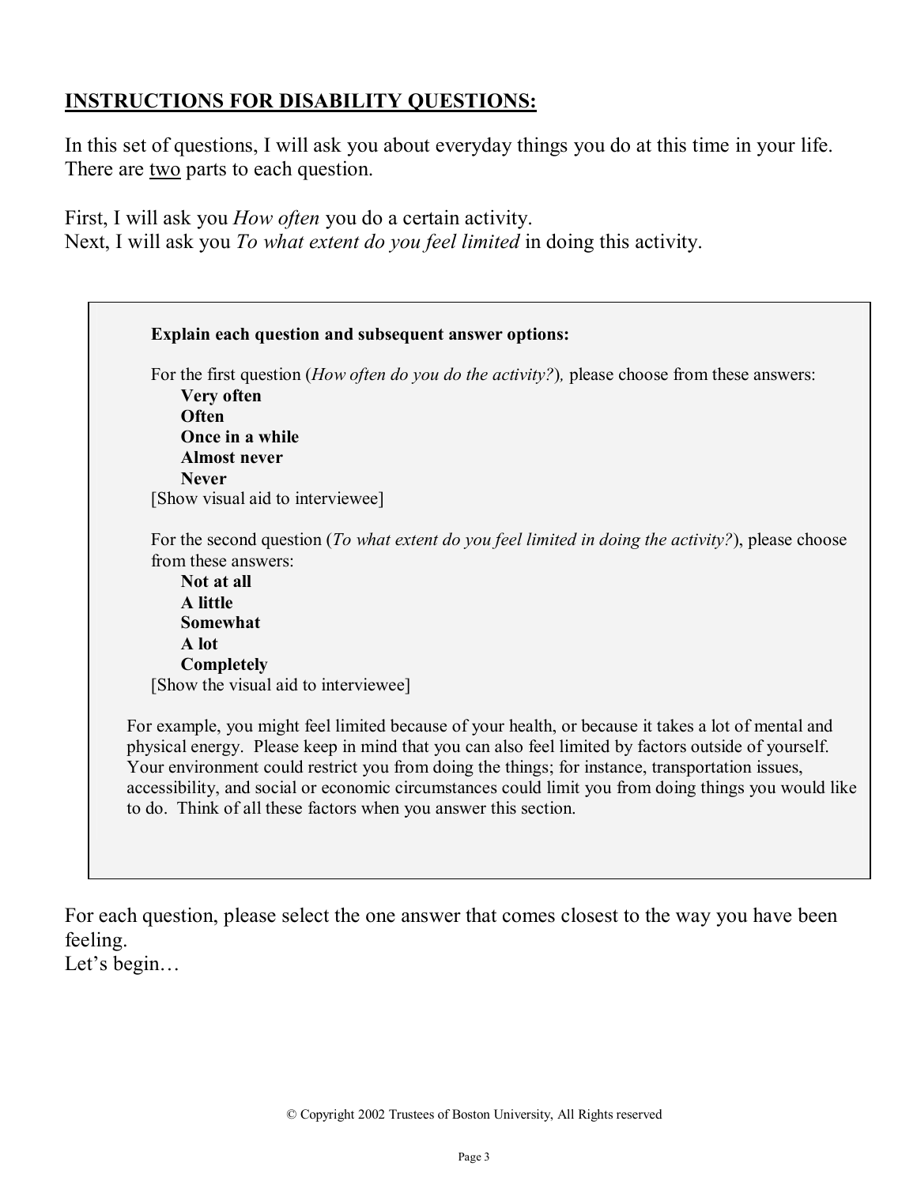## INSTRUCTIONS FOR DISABILITY QUESTIONS:

In this set of questions, I will ask you about everyday things you do at this time in your life. There are <u>two</u> parts to each question.

First, I will ask you *How often* you do a certain activity.
Next, I will ask you *To what extent do you feel limited* in doing this activity.

> **Explain each question and subsequent answer options:**
>
> For the first question (*How often do you do the activity?*), please choose from these answers:
>
> **Very often**
> **Often**
> **Once in a while**
> **Almost never**
> **Never**
>
> [Show visual aid to interviewee]
>
> For the second question (*To what extent do you feel limited in doing the activity?*), please choose from these answers:
>
> **Not at all**
> **A little**
> **Somewhat**
> **A lot**
> **Completely**
>
> [Show the visual aid to interviewee]
>
> For example, you might feel limited because of your health, or because it takes a lot of mental and physical energy. Please keep in mind that you can also feel limited by factors outside of yourself. Your environment could restrict you from doing the things; for instance, transportation issues, accessibility, and social or economic circumstances could limit you from doing things you would like to do. Think of all these factors when you answer this section.

For each question, please select the one answer that comes closest to the way you have been feeling.
Let's begin…

© Copyright 2002 Trustees of Boston University, All Rights reserved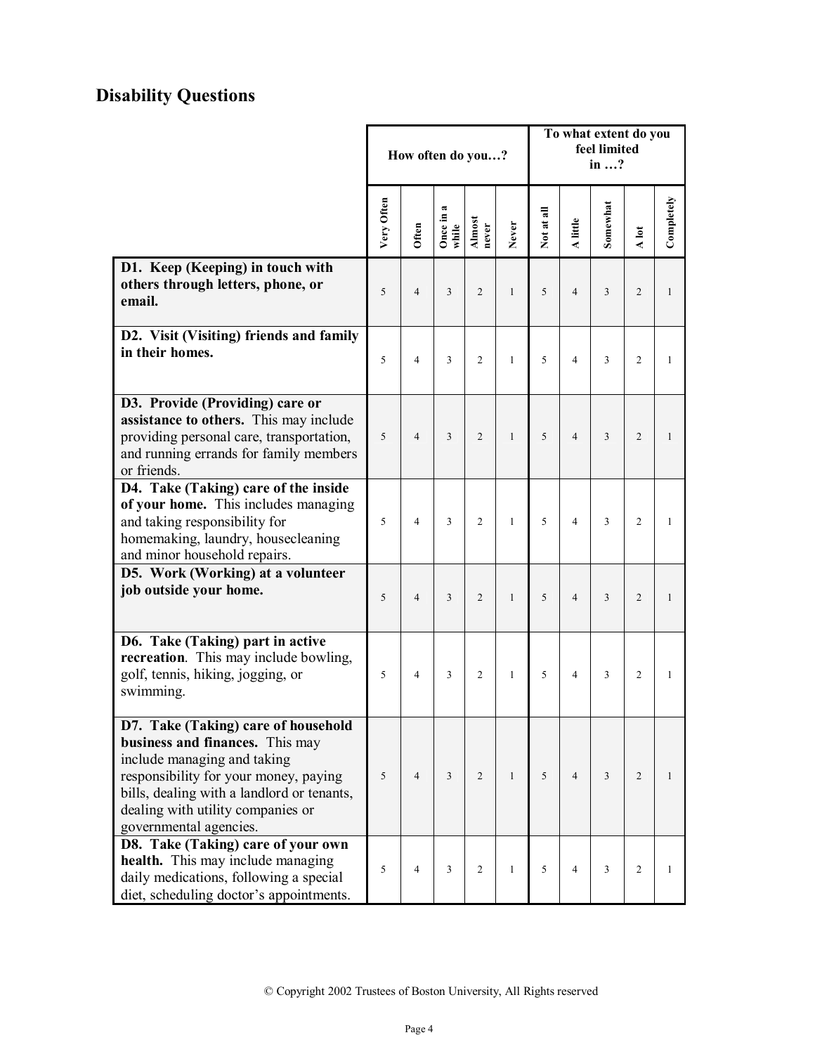## Disability Questions

| | How often do you…? | | | | | To what extent do you feel limited in …? | | | | |
|---|---|---|---|---|---|---|---|---|---|---|
| | Very Often | Often | Once in a while | Almost never | Never | Not at all | A little | Somewhat | A lot | Completely |
| **D1. Keep (Keeping) in touch with others through letters, phone, or email.** | 5 | 4 | 3 | 2 | 1 | 5 | 4 | 3 | 2 | 1 |
| **D2. Visit (Visiting) friends and family in their homes.** | 5 | 4 | 3 | 2 | 1 | 5 | 4 | 3 | 2 | 1 |
| **D3. Provide (Providing) care or assistance to others.** This may include providing personal care, transportation, and running errands for family members or friends. | 5 | 4 | 3 | 2 | 1 | 5 | 4 | 3 | 2 | 1 |
| **D4. Take (Taking) care of the inside of your home.** This includes managing and taking responsibility for homemaking, laundry, housecleaning and minor household repairs. | 5 | 4 | 3 | 2 | 1 | 5 | 4 | 3 | 2 | 1 |
| **D5. Work (Working) at a volunteer job outside your home.** | 5 | 4 | 3 | 2 | 1 | 5 | 4 | 3 | 2 | 1 |
| **D6. Take (Taking) part in active recreation**. This may include bowling, golf, tennis, hiking, jogging, or swimming. | 5 | 4 | 3 | 2 | 1 | 5 | 4 | 3 | 2 | 1 |
| **D7. Take (Taking) care of household business and finances.** This may include managing and taking responsibility for your money, paying bills, dealing with a landlord or tenants, dealing with utility companies or governmental agencies. | 5 | 4 | 3 | 2 | 1 | 5 | 4 | 3 | 2 | 1 |
| **D8. Take (Taking) care of your own health.** This may include managing daily medications, following a special diet, scheduling doctor's appointments. | 5 | 4 | 3 | 2 | 1 | 5 | 4 | 3 | 2 | 1 |

© Copyright 2002 Trustees of Boston University, All Rights reserved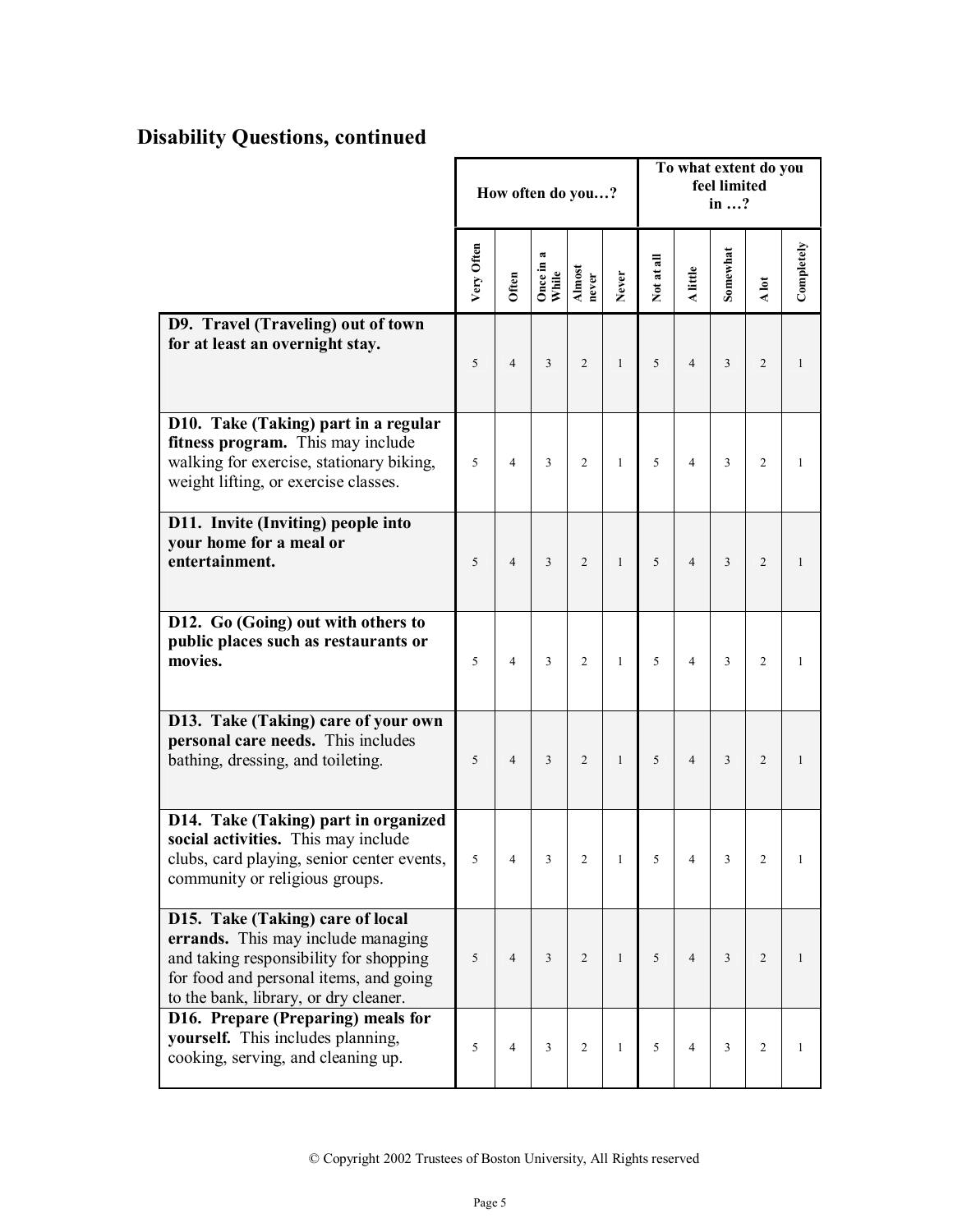## Disability Questions, continued

| | How often do you…? | | | | | To what extent do you feel limited in …? | | | | |
|---|---|---|---|---|---|---|---|---|---|---|
| | Very Often | Often | Once in a While | Almost never | Never | Not at all | A little | Somewhat | A lot | Completely |
| **D9. Travel (Traveling) out of town for at least an overnight stay.** | 5 | 4 | 3 | 2 | 1 | 5 | 4 | 3 | 2 | 1 |
| **D10. Take (Taking) part in a regular fitness program.** This may include walking for exercise, stationary biking, weight lifting, or exercise classes. | 5 | 4 | 3 | 2 | 1 | 5 | 4 | 3 | 2 | 1 |
| **D11. Invite (Inviting) people into your home for a meal or entertainment.** | 5 | 4 | 3 | 2 | 1 | 5 | 4 | 3 | 2 | 1 |
| **D12. Go (Going) out with others to public places such as restaurants or movies.** | 5 | 4 | 3 | 2 | 1 | 5 | 4 | 3 | 2 | 1 |
| **D13. Take (Taking) care of your own personal care needs.** This includes bathing, dressing, and toileting. | 5 | 4 | 3 | 2 | 1 | 5 | 4 | 3 | 2 | 1 |
| **D14. Take (Taking) part in organized social activities.** This may include clubs, card playing, senior center events, community or religious groups. | 5 | 4 | 3 | 2 | 1 | 5 | 4 | 3 | 2 | 1 |
| **D15. Take (Taking) care of local errands.** This may include managing and taking responsibility for shopping for food and personal items, and going to the bank, library, or dry cleaner. | 5 | 4 | 3 | 2 | 1 | 5 | 4 | 3 | 2 | 1 |
| **D16. Prepare (Preparing) meals for yourself.** This includes planning, cooking, serving, and cleaning up. | 5 | 4 | 3 | 2 | 1 | 5 | 4 | 3 | 2 | 1 |

© Copyright 2002 Trustees of Boston University, All Rights reserved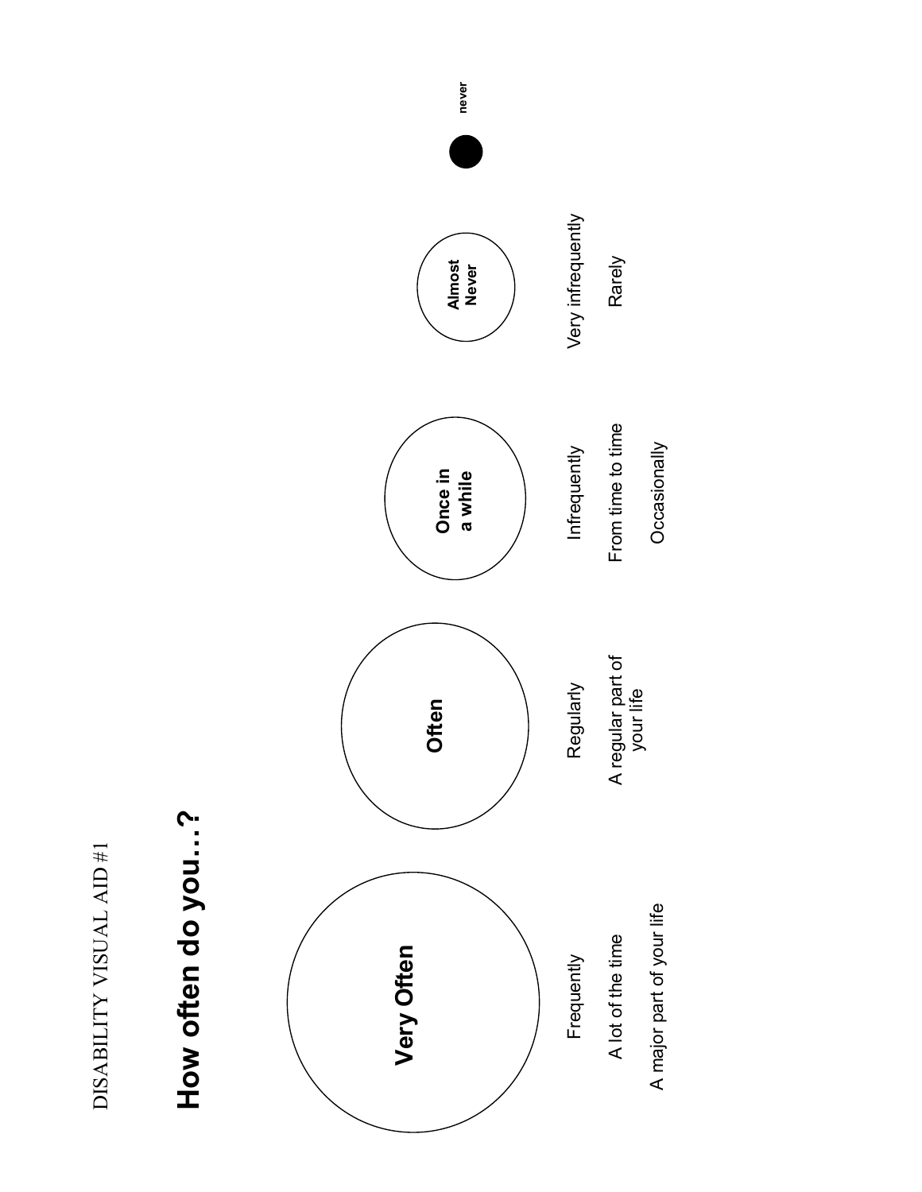DISABILITY VISUAL AID #1

# How often do you…?

| Very Often | Often | Once in a while | Almost Never | never |
| --- | --- | --- | --- | --- |
| Frequently | Regularly | Infrequently | Very infrequently | |
| A lot of the time | A regular part of your life | From time to time | Rarely | |
| A major part of your life | | Occasionally | | |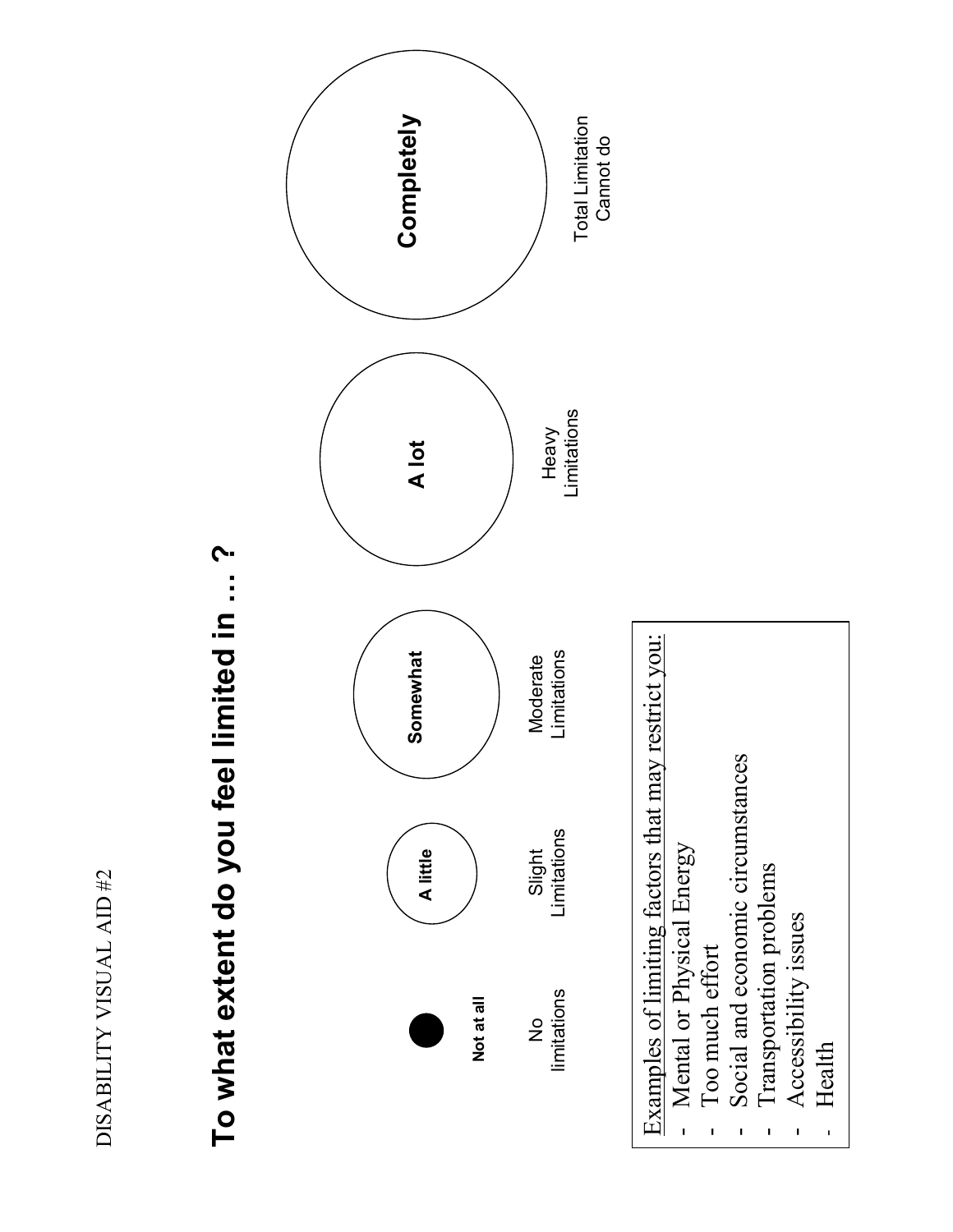DISABILITY VISUAL AID #2

# To what extent do you feel limited in … ?

**Not at all**
No limitations

**A little**
Slight Limitations

**Somewhat**
Moderate Limitations

**A lot**
Heavy Limitations

**Completely**
Total Limitation
Cannot do

Examples of limiting factors that may restrict you:

- Mental or Physical Energy
- Too much effort
- Social and economic circumstances
- Transportation problems
- Accessibility issues
- Health